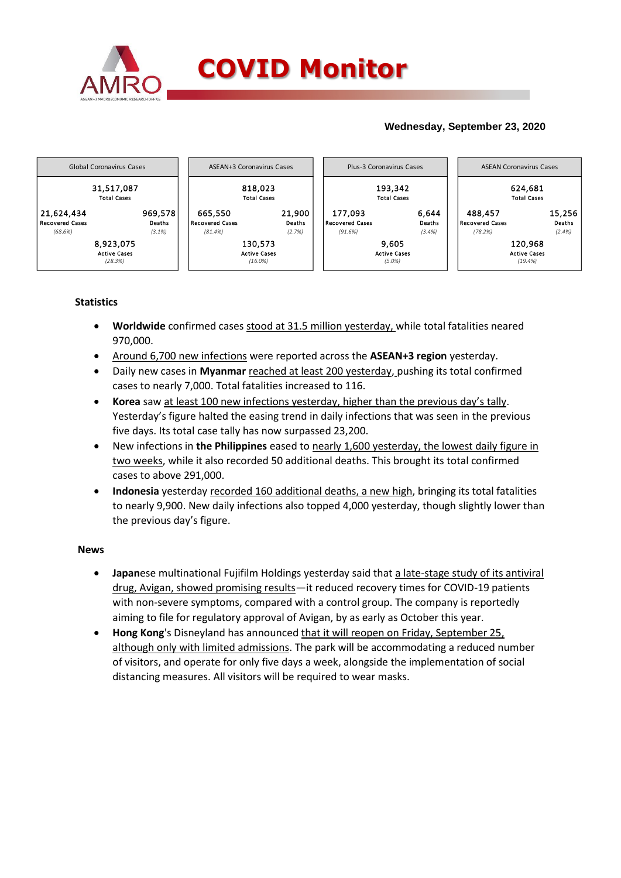# COVID Monitor

**Wednesday, September 23, 2020**

| Global Coronavirus Cases | | ASEAN+3 Coronavirus Cases | | Plus-3 Coronavirus Cases | | ASEAN Coronavirus Cases | |
|---|---|---|---|---|---|---|---|
| 31,517,087 Total Cases | | 818,023 Total Cases | | 193,342 Total Cases | | 624,681 Total Cases | |
| 21,624,434 Recovered Cases *(68.6%)* | 969,578 Deaths *(3.1%)* | 665,550 Recovered Cases *(81.4%)* | 21,900 Deaths *(2.7%)* | 177,093 Recovered Cases *(91.6%)* | 6,644 Deaths *(3.4%)* | 488,457 Recovered Cases *(78.2%)* | 15,256 Deaths *(2.4%)* |
| 8,923,075 Active Cases *(28.3%)* | | 130,573 Active Cases *(16.0%)* | | 9,605 Active Cases *(5.0%)* | | 120,968 Active Cases *(19.4%)* | |

### Statistics

- **Worldwide** confirmed cases stood at 31.5 million yesterday, while total fatalities neared 970,000.
- Around 6,700 new infections were reported across the **ASEAN+3 region** yesterday.
- Daily new cases in **Myanmar** reached at least 200 yesterday, pushing its total confirmed cases to nearly 7,000. Total fatalities increased to 116.
- **Korea** saw at least 100 new infections yesterday, higher than the previous day's tally. Yesterday's figure halted the easing trend in daily infections that was seen in the previous five days. Its total case tally has now surpassed 23,200.
- New infections in **the Philippines** eased to nearly 1,600 yesterday, the lowest daily figure in two weeks, while it also recorded 50 additional deaths. This brought its total confirmed cases to above 291,000.
- **Indonesia** yesterday recorded 160 additional deaths, a new high, bringing its total fatalities to nearly 9,900. New daily infections also topped 4,000 yesterday, though slightly lower than the previous day's figure.

### News

- **Japan**ese multinational Fujifilm Holdings yesterday said that a late-stage study of its antiviral drug, Avigan, showed promising results—it reduced recovery times for COVID-19 patients with non-severe symptoms, compared with a control group. The company is reportedly aiming to file for regulatory approval of Avigan, by as early as October this year.
- **Hong Kong**'s Disneyland has announced that it will reopen on Friday, September 25, although only with limited admissions. The park will be accommodating a reduced number of visitors, and operate for only five days a week, alongside the implementation of social distancing measures. All visitors will be required to wear masks.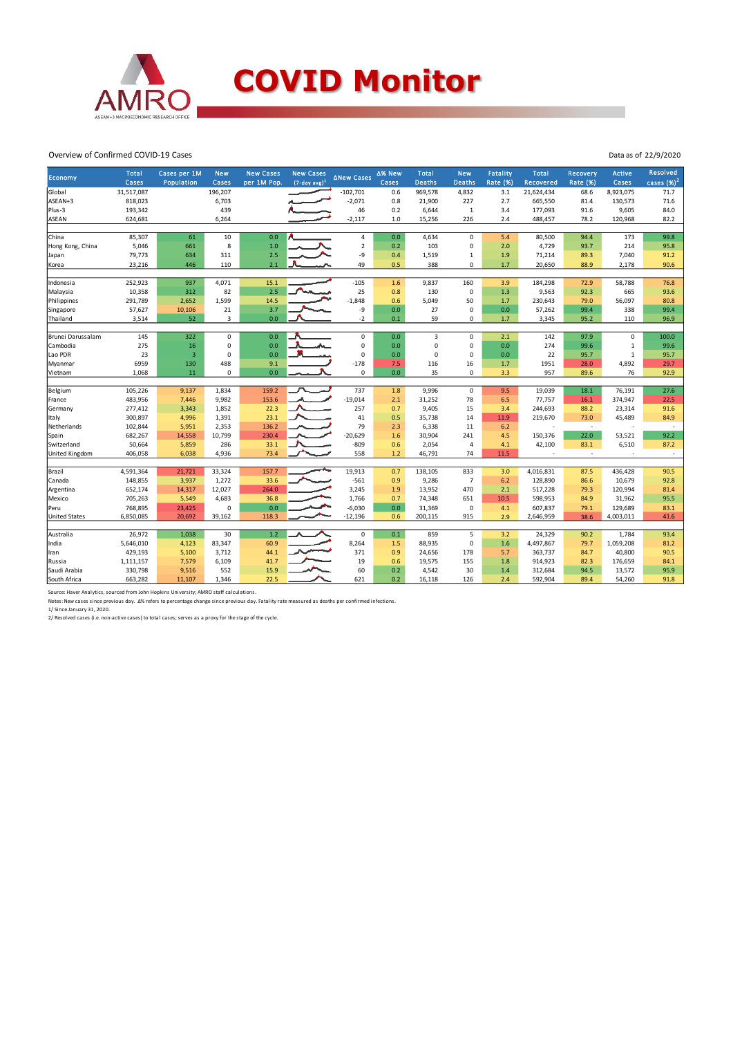# COVID Monitor

Overview of Confirmed COVID-19 Cases

Data as of 22/9/2020

| Economy | Total Cases | Cases per 1M Population | New Cases | New Cases per 1M Pop. | New Cases (7-day avg)[1] | ΔNew Cases | Δ% New Cases | Total Deaths | New Deaths | Fatality Rate (%) | Total Recovered | Recovery Rate (%) | Active Cases | Resolved cases (%)[2] |
|---|---|---|---|---|---|---|---|---|---|---|---|---|---|---|
| Global | 31,517,087 | | 196,207 | | | -102,701 | 0.6 | 969,578 | 4,832 | 3.1 | 21,624,434 | 68.6 | 8,923,075 | 71.7 |
| ASEAN+3 | 818,023 | | 6,703 | | | -2,071 | 0.8 | 21,900 | 227 | 2.7 | 665,550 | 81.4 | 130,573 | 71.6 |
| Plus-3 | 193,342 | | 439 | | | 46 | 0.2 | 6,644 | 1 | 3.4 | 177,093 | 91.6 | 9,605 | 84.0 |
| ASEAN | 624,681 | | 6,264 | | | -2,117 | 1.0 | 15,256 | 226 | 2.4 | 488,457 | 78.2 | 120,968 | 82.2 |
| | | | | | | | | | | | | | | |
| China | 85,307 | 61 | 10 | 0.0 | | 4 | 0.0 | 4,634 | 0 | 5.4 | 80,500 | 94.4 | 173 | 99.8 |
| Hong Kong, China | 5,046 | 661 | 8 | 1.0 | | 2 | 0.2 | 103 | 0 | 2.0 | 4,729 | 93.7 | 214 | 95.8 |
| Japan | 79,773 | 634 | 311 | 2.5 | | -9 | 0.4 | 1,519 | 1 | 1.9 | 71,214 | 89.3 | 7,040 | 91.2 |
| Korea | 23,216 | 446 | 110 | 2.1 | | 49 | 0.5 | 388 | 0 | 1.7 | 20,650 | 88.9 | 2,178 | 90.6 |
| | | | | | | | | | | | | | | |
| Indonesia | 252,923 | 937 | 4,071 | 15.1 | | -105 | 1.6 | 9,837 | 160 | 3.9 | 184,298 | 72.9 | 58,788 | 76.8 |
| Malaysia | 10,358 | 312 | 82 | 2.5 | | 25 | 0.8 | 130 | 0 | 1.3 | 9,563 | 92.3 | 665 | 93.6 |
| Philippines | 291,789 | 2,652 | 1,599 | 14.5 | | -1,848 | 0.6 | 5,049 | 50 | 1.7 | 230,643 | 79.0 | 56,097 | 80.8 |
| Singapore | 57,627 | 10,106 | 21 | 3.7 | | -9 | 0.0 | 27 | 0 | 0.0 | 57,262 | 99.4 | 338 | 99.4 |
| Thailand | 3,514 | 52 | 3 | 0.0 | | -2 | 0.1 | 59 | 0 | 1.7 | 3,345 | 95.2 | 110 | 96.9 |
| | | | | | | | | | | | | | | |
| Brunei Darussalam | 145 | 322 | 0 | 0.0 | | 0 | 0.0 | 3 | 0 | 2.1 | 142 | 97.9 | 0 | 100.0 |
| Cambodia | 275 | 16 | 0 | 0.0 | | 0 | 0.0 | 0 | 0 | 0.0 | 274 | 99.6 | 1 | 99.6 |
| Lao PDR | 23 | 3 | 0 | 0.0 | | 0 | 0.0 | 0 | 0 | 0.0 | 22 | 95.7 | 1 | 95.7 |
| Myanmar | 6959 | 130 | 488 | 9.1 | | -178 | 7.5 | 116 | 16 | 1.7 | 1951 | 28.0 | 4,892 | 29.7 |
| Vietnam | 1,068 | 11 | 0 | 0.0 | | 0 | 0.0 | 35 | 0 | 3.3 | 957 | 89.6 | 76 | 92.9 |
| | | | | | | | | | | | | | | |
| Belgium | 105,226 | 9,137 | 1,834 | 159.2 | | 737 | 1.8 | 9,996 | 0 | 9.5 | 19,039 | 18.1 | 76,191 | 27.6 |
| France | 483,956 | 7,446 | 9,982 | 153.6 | | -19,014 | 2.1 | 31,252 | 78 | 6.5 | 77,757 | 16.1 | 374,947 | 22.5 |
| Germany | 277,412 | 3,343 | 1,852 | 22.3 | | 257 | 0.7 | 9,405 | 15 | 3.4 | 244,693 | 88.2 | 23,314 | 91.6 |
| Italy | 300,897 | 4,996 | 1,391 | 23.1 | | 41 | 0.5 | 35,738 | 14 | 11.9 | 219,670 | 73.0 | 45,489 | 84.9 |
| Netherlands | 102,844 | 5,951 | 2,353 | 136.2 | | 79 | 2.3 | 6,338 | 11 | 6.2 | - | - | - | - |
| Spain | 682,267 | 14,558 | 10,799 | 230.4 | | -20,629 | 1.6 | 30,904 | 241 | 4.5 | 150,376 | 22.0 | 53,521 | 92.2 |
| Switzerland | 50,664 | 5,859 | 286 | 33.1 | | -809 | 0.6 | 2,054 | 4 | 4.1 | 42,100 | 83.1 | 6,510 | 87.2 |
| United Kingdom | 406,058 | 6,038 | 4,936 | 73.4 | | 558 | 1.2 | 46,791 | 74 | 11.5 | - | - | - | - |
| | | | | | | | | | | | | | | |
| Brazil | 4,591,364 | 21,721 | 33,324 | 157.7 | | 19,913 | 0.7 | 138,105 | 833 | 3.0 | 4,016,831 | 87.5 | 436,428 | 90.5 |
| Canada | 148,855 | 3,937 | 1,272 | 33.6 | | -561 | 0.9 | 9,286 | 7 | 6.2 | 128,890 | 86.6 | 10,679 | 92.8 |
| Argentina | 652,174 | 14,317 | 12,027 | 264.0 | | 3,245 | 1.9 | 13,952 | 470 | 2.1 | 517,228 | 79.3 | 120,994 | 81.4 |
| Mexico | 705,263 | 5,549 | 4,683 | 36.8 | | 1,766 | 0.7 | 74,348 | 651 | 10.5 | 598,953 | 84.9 | 31,962 | 95.5 |
| Peru | 768,895 | 23,425 | 0 | 0.0 | | -6,030 | 0.0 | 31,369 | 0 | 4.1 | 607,837 | 79.1 | 129,689 | 83.1 |
| United States | 6,850,085 | 20,692 | 39,162 | 118.3 | | -12,196 | 0.6 | 200,115 | 915 | 2.9 | 2,646,959 | 38.6 | 4,003,011 | 41.6 |
| | | | | | | | | | | | | | | |
| Australia | 26,972 | 1,038 | 30 | 1.2 | | 0 | 0.1 | 859 | 5 | 3.2 | 24,329 | 90.2 | 1,784 | 93.4 |
| India | 5,646,010 | 4,123 | 83,347 | 60.9 | | 8,264 | 1.5 | 88,935 | 0 | 1.6 | 4,497,867 | 79.7 | 1,059,208 | 81.2 |
| Iran | 429,193 | 5,100 | 3,712 | 44.1 | | 371 | 0.9 | 24,656 | 178 | 5.7 | 363,737 | 84.7 | 40,800 | 90.5 |
| Russia | 1,111,157 | 7,579 | 6,109 | 41.7 | | 19 | 0.6 | 19,575 | 155 | 1.8 | 914,923 | 82.3 | 176,659 | 84.1 |
| Saudi Arabia | 330,798 | 9,516 | 552 | 15.9 | | 60 | 0.2 | 4,542 | 30 | 1.4 | 312,684 | 94.5 | 13,572 | 95.9 |
| South Africa | 663,282 | 11,107 | 1,346 | 22.5 | | 621 | 0.2 | 16,118 | 126 | 2.4 | 592,904 | 89.4 | 54,260 | 91.8 |

Source: Haver Analytics, sourced from John Hopkins University; AMRO staff calculations.

Notes: New cases since previous day. Δ% refers to percentage change since previous day. Fatality rate measured as deaths per confirmed infections.

1/ Since January 31, 2020.

2/ Resolved cases (i.e. non-active cases) to total cases; serves as a proxy for the stage of the cycle.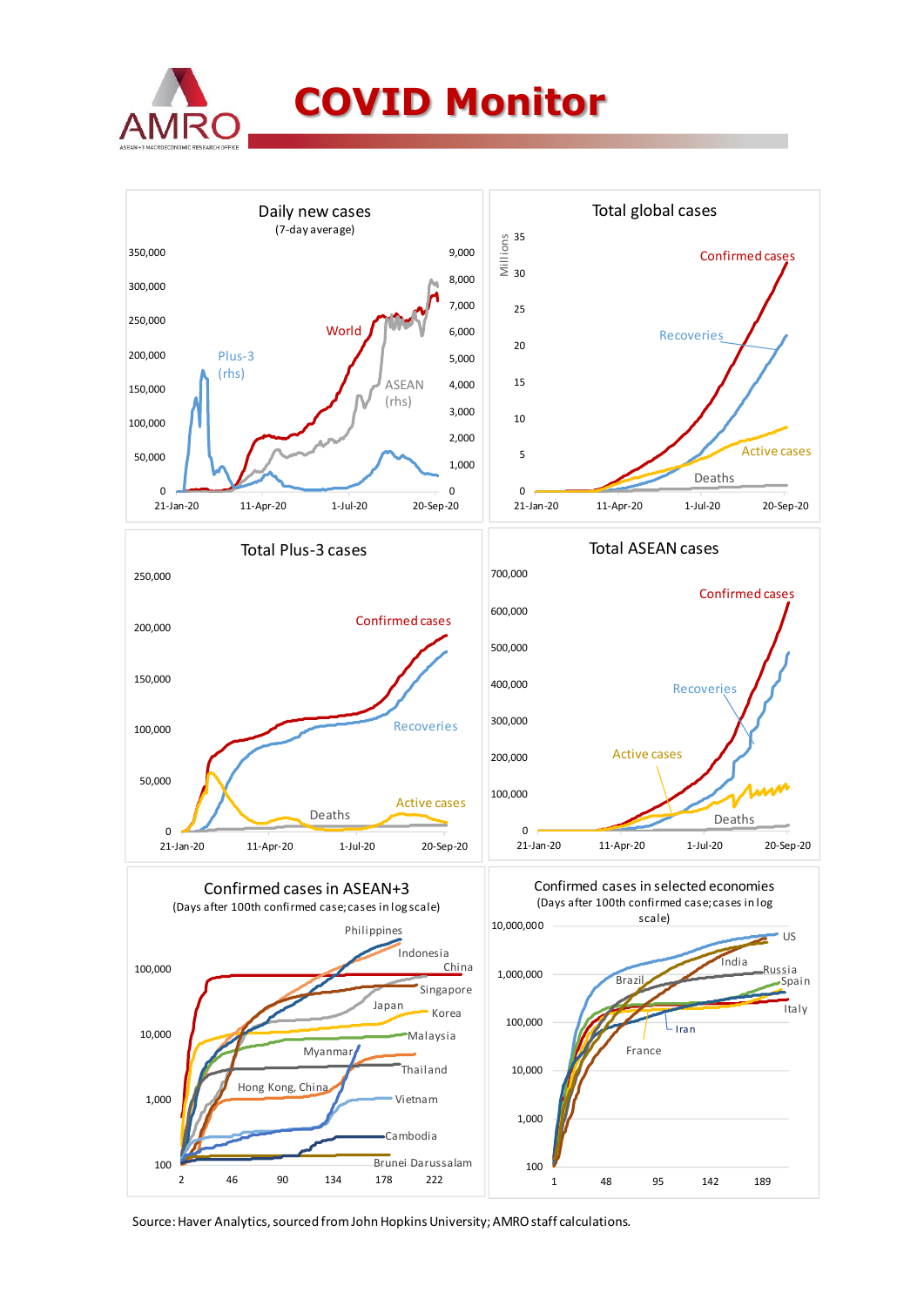# COVID Monitor

AMRO
ASEAN+3 MACROECONOMIC RESEARCH OFFICE

## Daily new cases

(7-day average)

350,000
300,000
250,000
200,000
150,000
100,000
50,000
0

9,000
8,000
7,000
6,000
5,000
4,000
3,000
2,000
1,000
0

World
Plus-3 (rhs)
ASEAN (rhs)

21-Jan-20 11-Apr-20 1-Jul-20 20-Sep-20

## Total global cases

Millions

35
30
25
20
15
10
5
0

Confirmed cases
Recoveries
Active cases
Deaths

21-Jan-20 11-Apr-20 1-Jul-20 20-Sep-20

## Total Plus-3 cases

250,000
200,000
150,000
100,000
50,000
0

Confirmed cases
Recoveries
Active cases
Deaths

21-Jan-20 11-Apr-20 1-Jul-20 20-Sep-20

## Total ASEAN cases

700,000
600,000
500,000
400,000
300,000
200,000
100,000
0

Confirmed cases
Recoveries
Active cases
Deaths

21-Jan-20 11-Apr-20 1-Jul-20 20-Sep-20

## Confirmed cases in ASEAN+3

(Days after 100th confirmed case; cases in log scale)

100,000
10,000
1,000
100

Philippines
Indonesia
China
Singapore
Japan
Korea
Malaysia
Myanmar
Thailand
Hong Kong, China
Vietnam
Cambodia
Brunei Darussalam

2 46 90 134 178 222

## Confirmed cases in selected economies

(Days after 100th confirmed case; cases in log scale)

10,000,000
1,000,000
100,000
10,000
1,000
100

US
India
Russia
Spain
Italy
Brazil
Iran
France

1 48 95 142 189

Source: Haver Analytics, sourced from John Hopkins University; AMRO staff calculations.